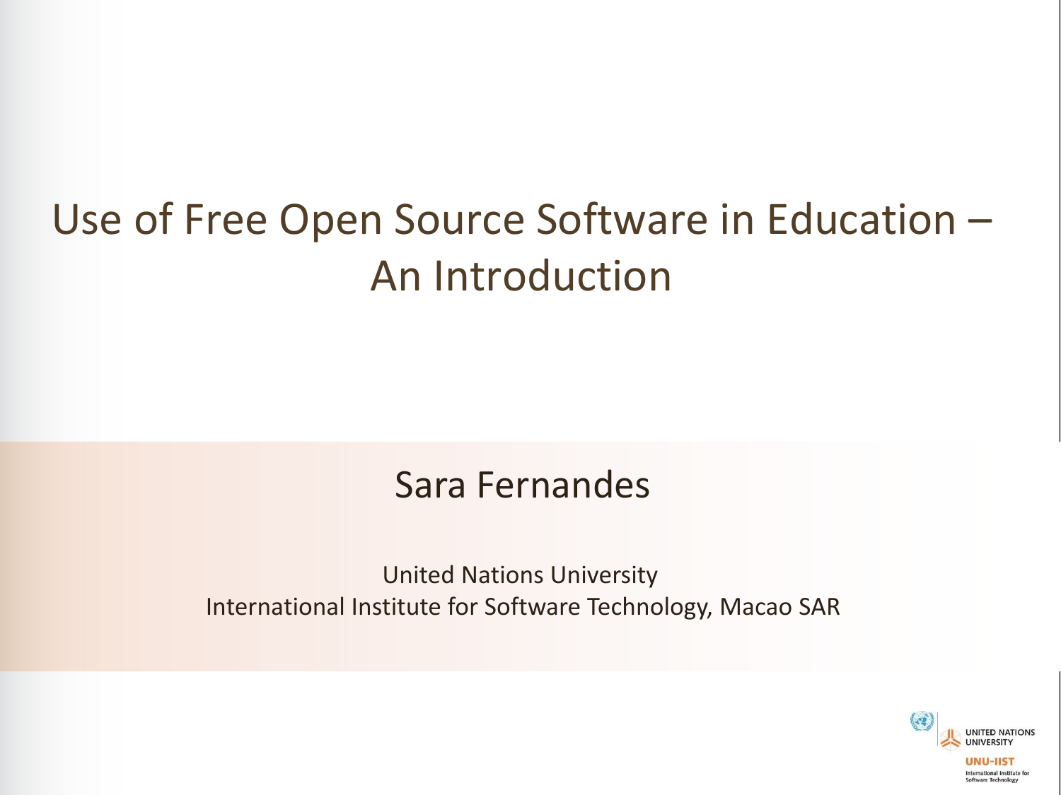# Use of Free Open Source Software in Education – An Introduction

Sara Fernandes

United Nations University
International Institute for Software Technology, Macao SAR

UNITED NATIONS UNIVERSITY
UNU-IIST
International Institute for Software Technology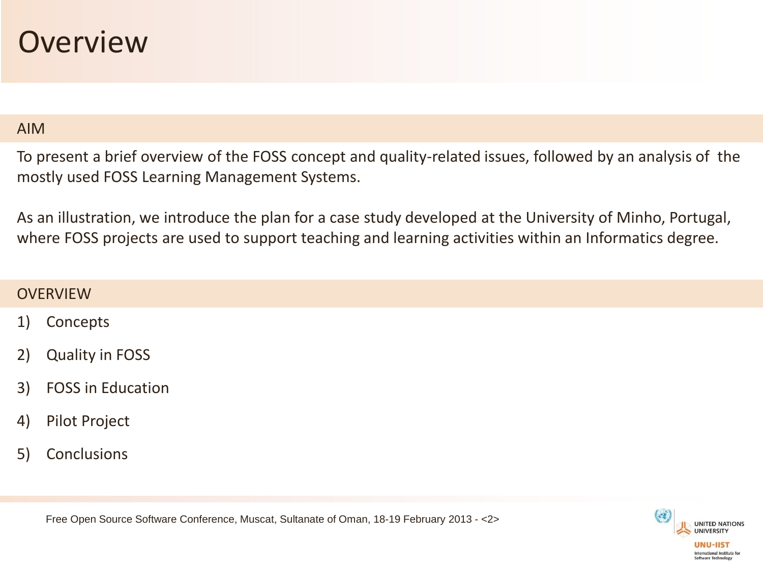# Overview

## AIM

To present a brief overview of the FOSS concept and quality-related issues, followed by an analysis of the mostly used FOSS Learning Management Systems.

As an illustration, we introduce the plan for a case study developed at the University of Minho, Portugal, where FOSS projects are used to support teaching and learning activities within an Informatics degree.

## OVERVIEW

1) Concepts
2) Quality in FOSS
3) FOSS in Education
4) Pilot Project
5) Conclusions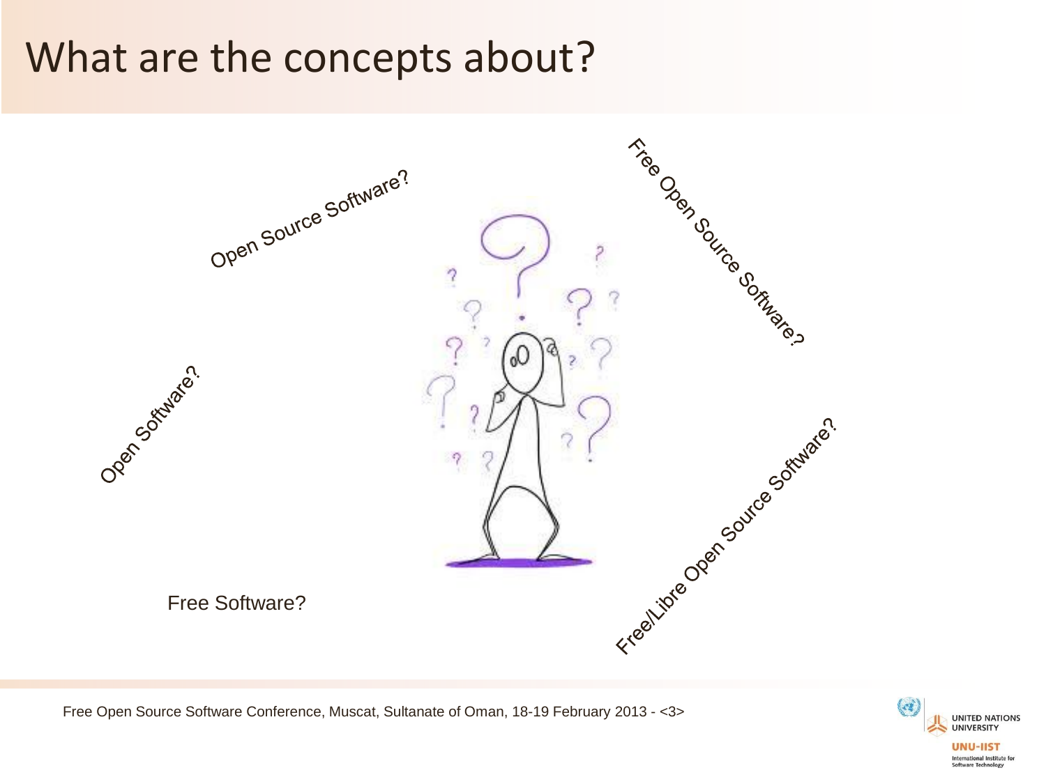# What are the concepts about?

Open Source Software?

Free Open Source Software?

Open Software?

Free/Libre Open Source Software?

Free Software?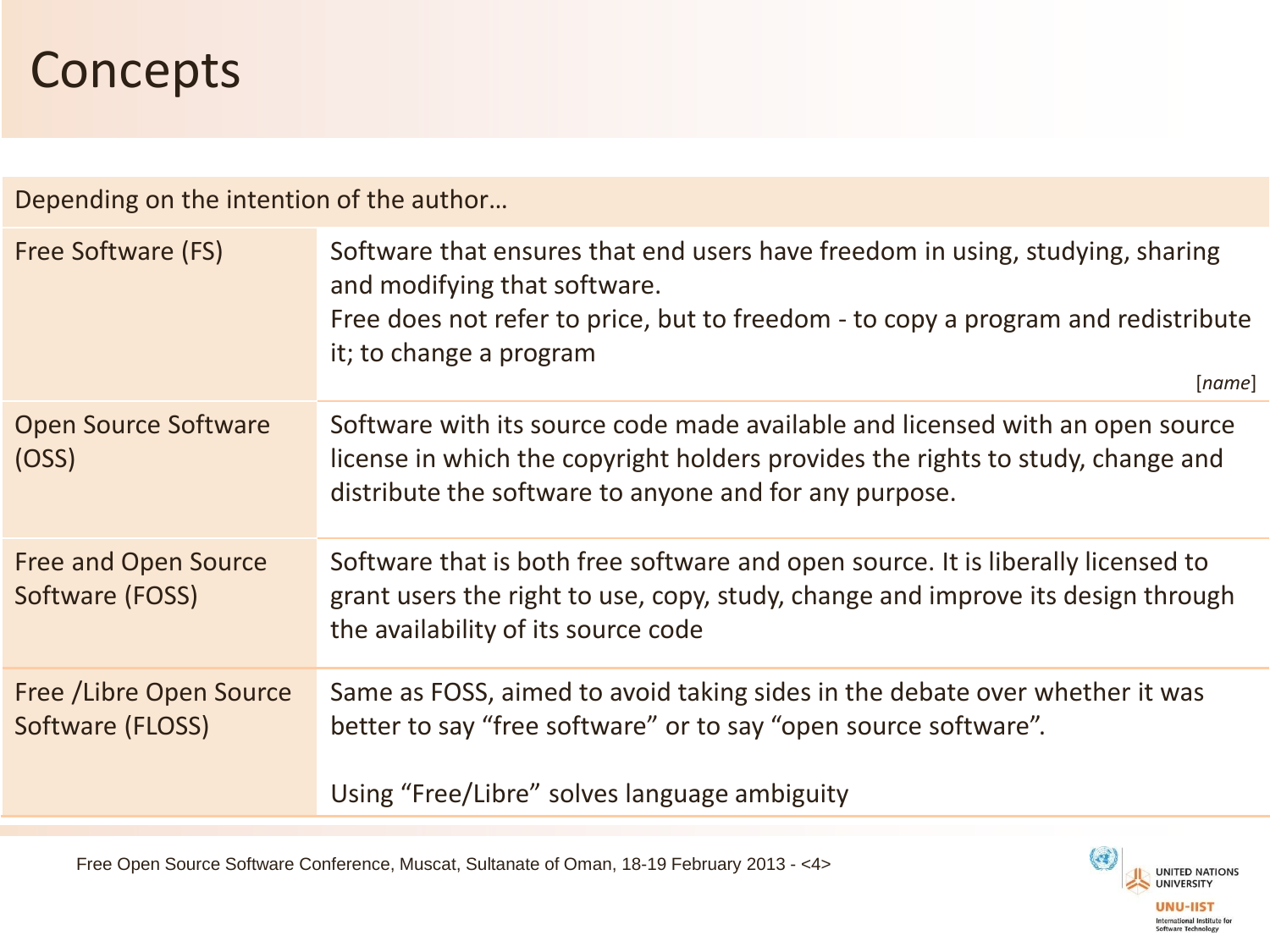# Concepts

| Depending on the intention of the author… | |
|---|---|
| Free Software (FS) | Software that ensures that end users have freedom in using, studying, sharing and modifying that software.<br>Free does not refer to price, but to freedom - to copy a program and redistribute it; to change a program<br>[*name*] |
| Open Source Software (OSS) | Software with its source code made available and licensed with an open source license in which the copyright holders provides the rights to study, change and distribute the software to anyone and for any purpose. |
| Free and Open Source Software (FOSS) | Software that is both free software and open source. It is liberally licensed to grant users the right to use, copy, study, change and improve its design through the availability of its source code |
| Free /Libre Open Source Software (FLOSS) | Same as FOSS, aimed to avoid taking sides in the debate over whether it was better to say “free software” or to say “open source software”.<br><br>Using “Free/Libre” solves language ambiguity |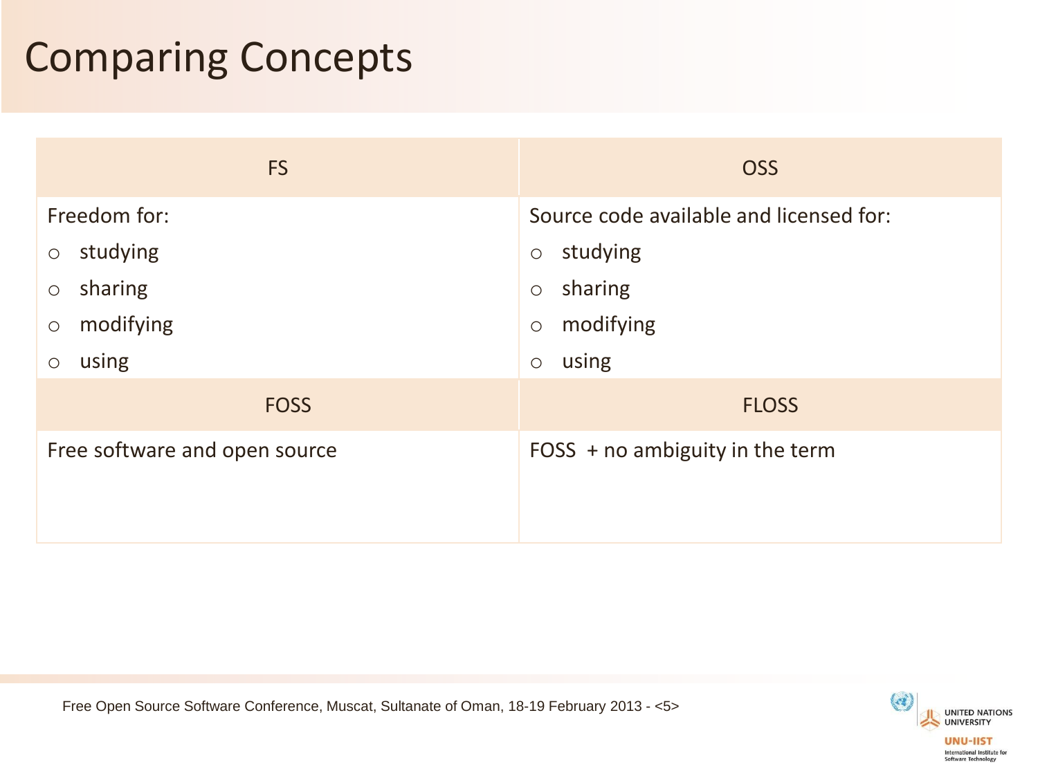# Comparing Concepts

| FS | OSS |
| --- | --- |
| Freedom for:<br>○ studying<br>○ sharing<br>○ modifying<br>○ using | Source code available and licensed for:<br>○ studying<br>○ sharing<br>○ modifying<br>○ using |
| **FOSS** | **FLOSS** |
| Free software and open source | FOSS + no ambiguity in the term |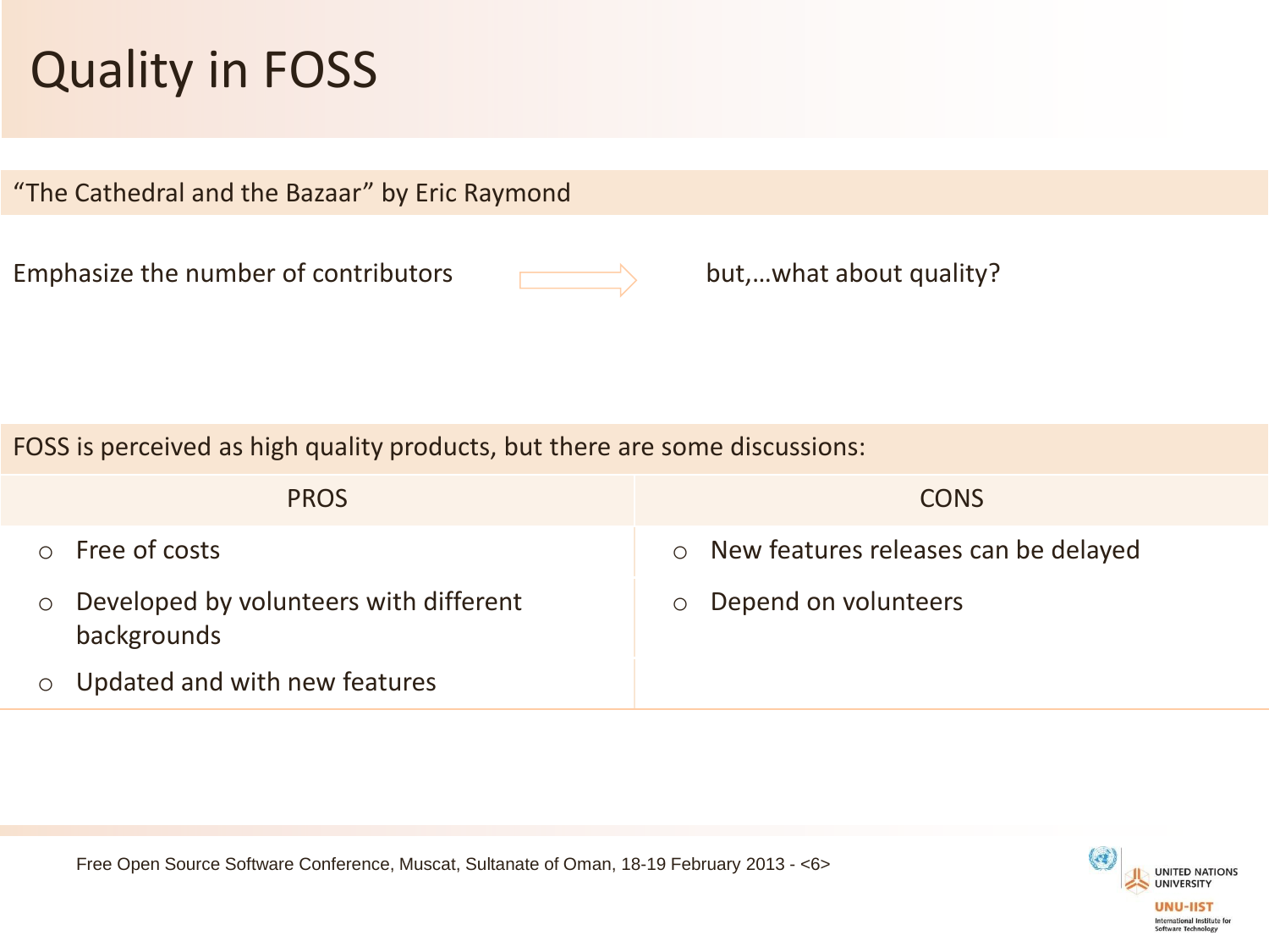# Quality in FOSS

“The Cathedral and the Bazaar” by Eric Raymond

Emphasize the number of contributors → but,…what about quality?

FOSS is perceived as high quality products, but there are some discussions:

| PROS | CONS |
|---|---|
| ○ Free of costs | ○ New features releases can be delayed |
| ○ Developed by volunteers with different backgrounds | ○ Depend on volunteers |
| ○ Updated and with new features | |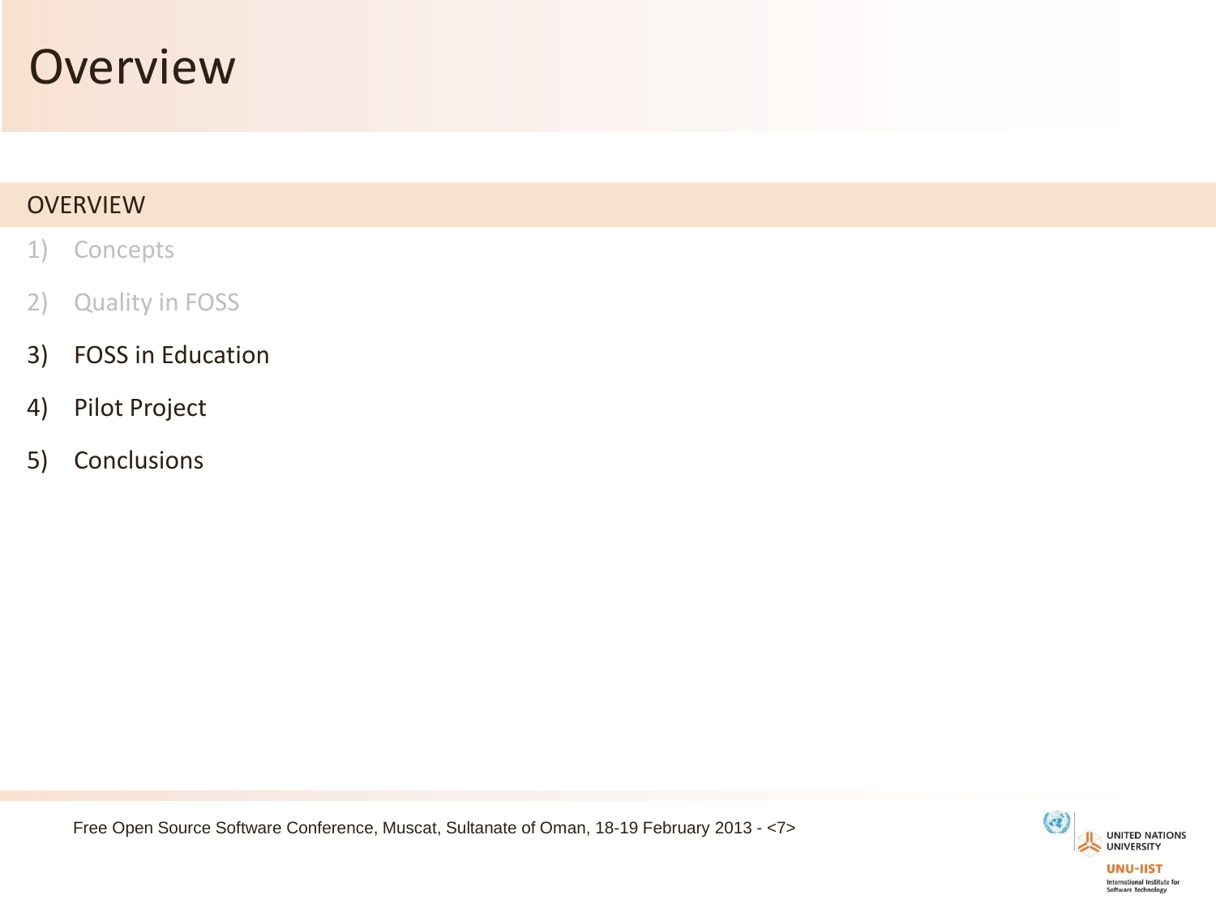# Overview

## OVERVIEW

1) Concepts
2) Quality in FOSS
3) FOSS in Education
4) Pilot Project
5) Conclusions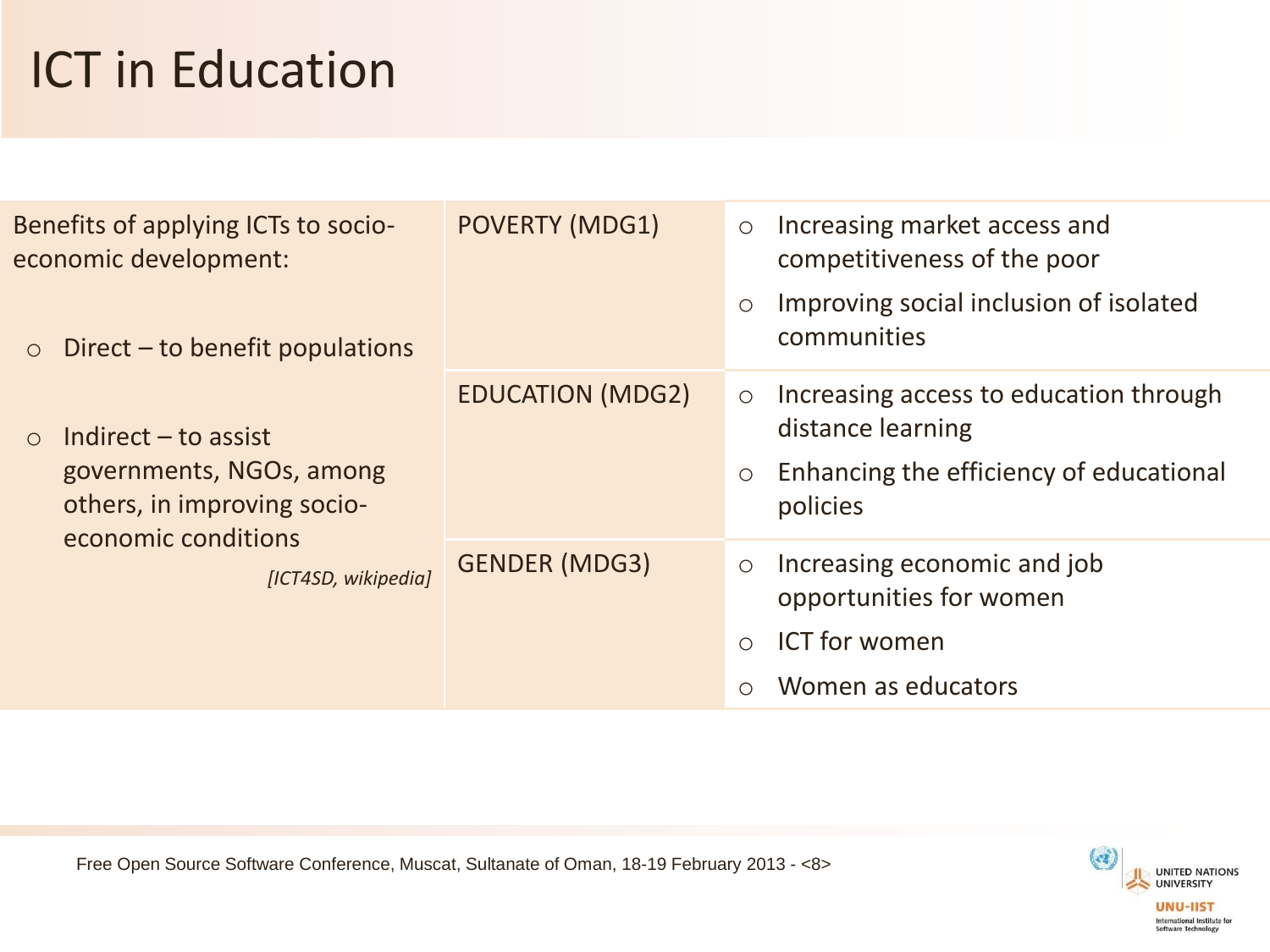# ICT in Education

| Benefits of applying ICTs to socio-economic development: | MDG | Benefits |
|---|---|---|
| ○ Direct – to benefit populations | POVERTY (MDG1) | ○ Increasing market access and competitiveness of the poor<br>○ Improving social inclusion of isolated communities |
| ○ Indirect – to assist governments, NGOs, among others, in improving socio-economic conditions | EDUCATION (MDG2) | ○ Increasing access to education through distance learning<br>○ Enhancing the efficiency of educational policies |
| *[ICT4SD, wikipedia]* | GENDER (MDG3) | ○ Increasing economic and job opportunities for women<br>○ ICT for women<br>○ Women as educators |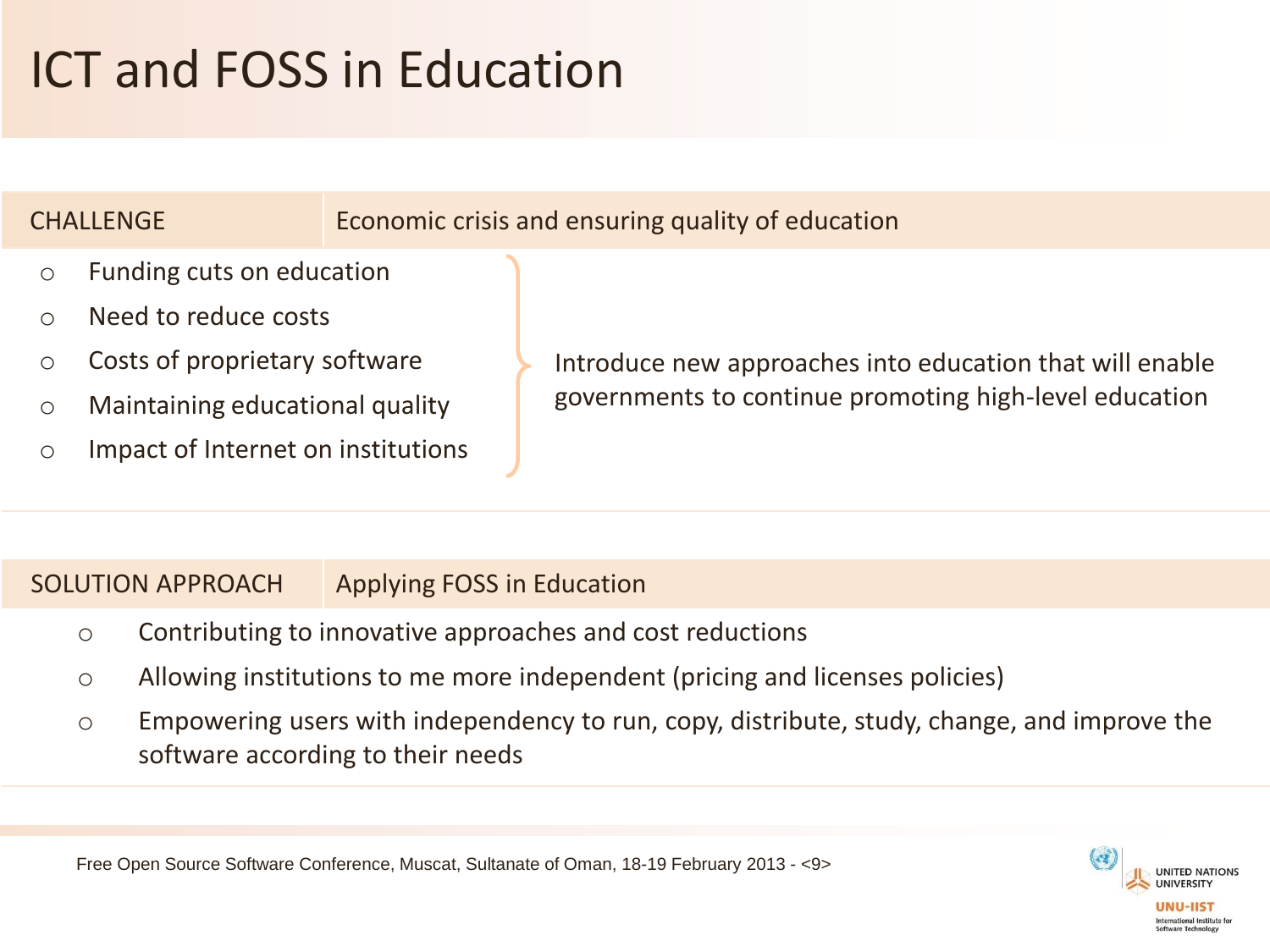# ICT and FOSS in Education

| CHALLENGE | Economic crisis and ensuring quality of education |
| --- | --- |

- Funding cuts on education
- Need to reduce costs
- Costs of proprietary software
- Maintaining educational quality
- Impact of Internet on institutions

Introduce new approaches into education that will enable governments to continue promoting high-level education

| SOLUTION APPROACH | Applying FOSS in Education |
| --- | --- |

- Contributing to innovative approaches and cost reductions
- Allowing institutions to me more independent (pricing and licenses policies)
- Empowering users with independency to run, copy, distribute, study, change, and improve the software according to their needs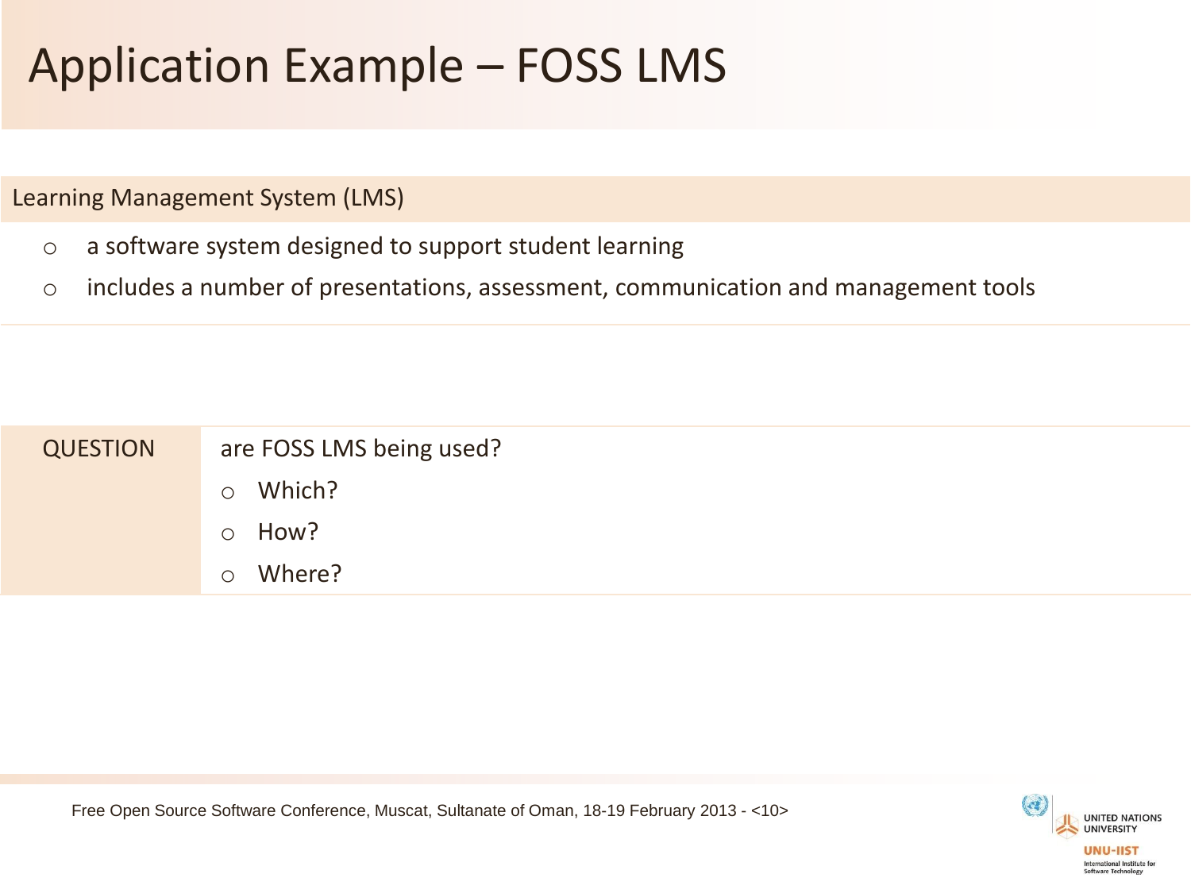# Application Example – FOSS LMS

**Learning Management System (LMS)**

- a software system designed to support student learning
- includes a number of presentations, assessment, communication and management tools

| QUESTION | are FOSS LMS being used? |
| --- | --- |
| | ○ Which? |
| | ○ How? |
| | ○ Where? |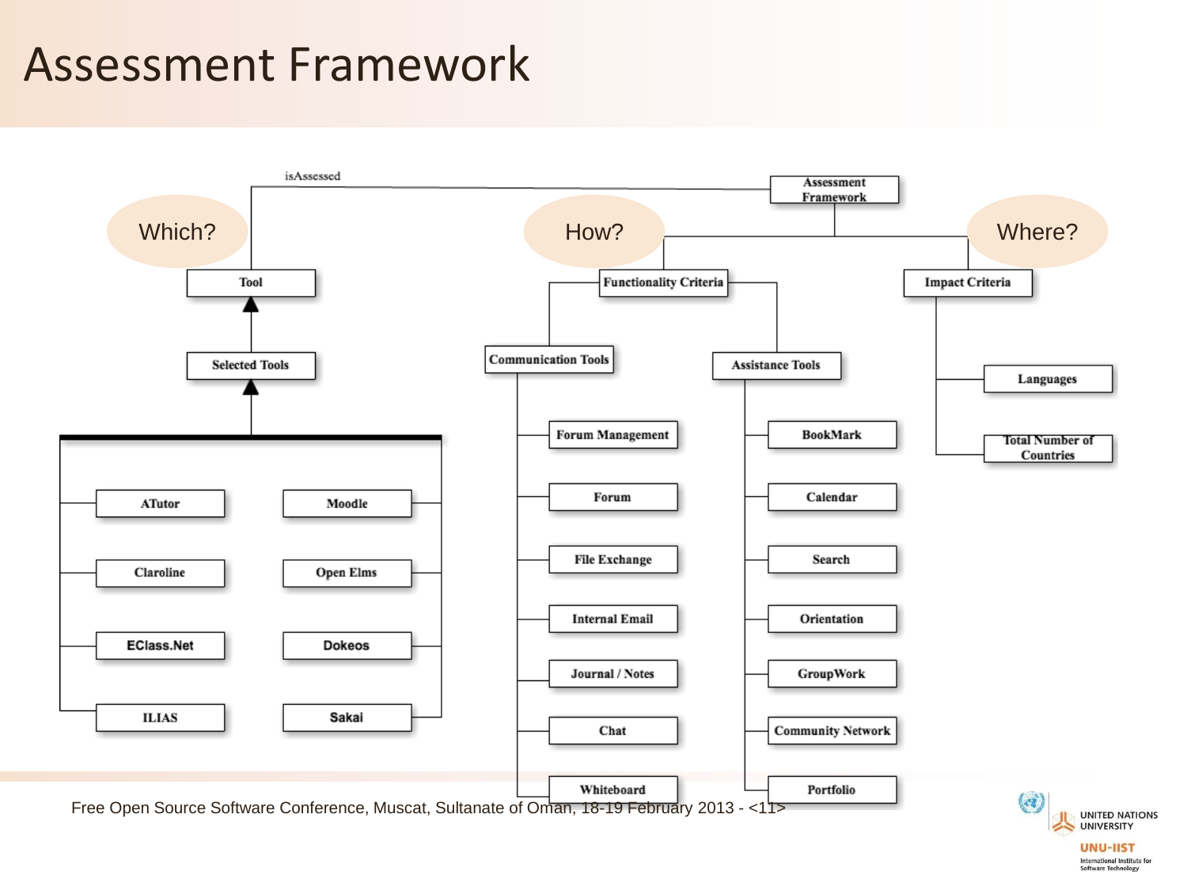# Assessment Framework

- **Assessment Framework**
  - isAssessed → **Tool** (Which?)
    - **Selected Tools**
      - ATutor
      - Moodle
      - Claroline
      - Open Elms
      - EClass.Net
      - Dokeos
      - ILIAS
      - Sakai
  - **Functionality Criteria** (How?)
    - **Communication Tools**
      - Forum Management
      - Forum
      - File Exchange
      - Internal Email
      - Journal / Notes
      - Chat
      - Whiteboard
    - **Assistance Tools**
      - BookMark
      - Calendar
      - Search
      - Orientation
      - GroupWork
      - Community Network
      - Portfolio
  - **Impact Criteria** (Where?)
    - Languages
    - Total Number of Countries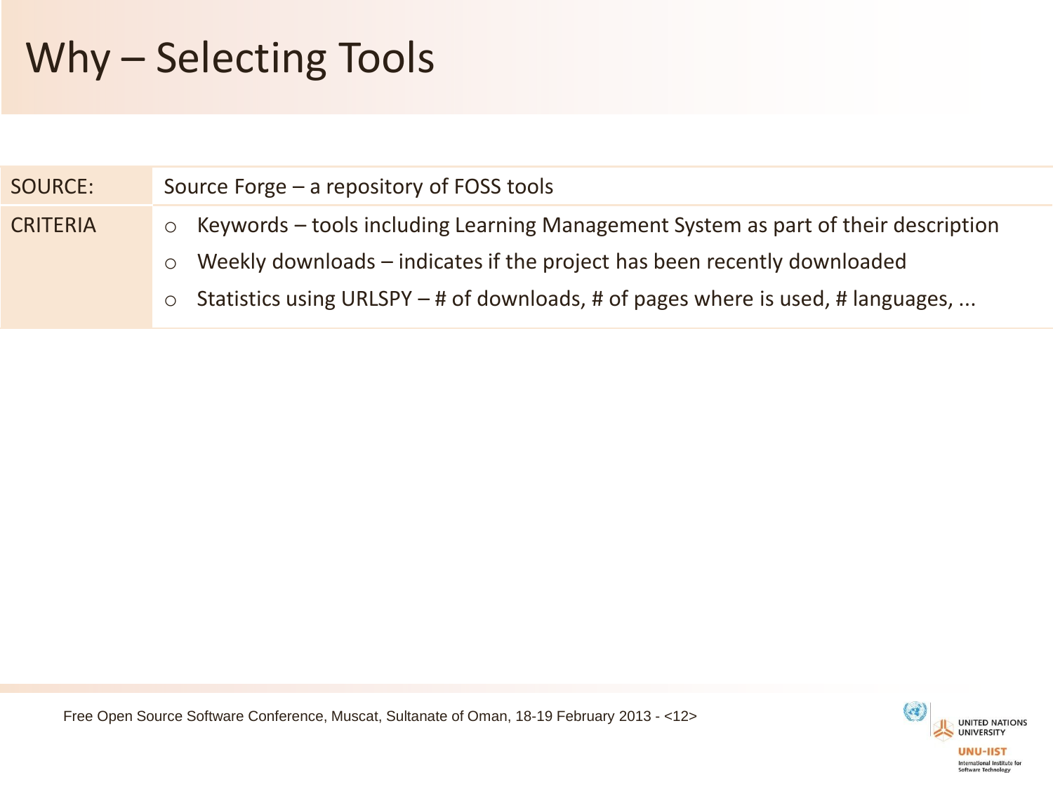# Why – Selecting Tools

| SOURCE: | Source Forge – a repository of FOSS tools |
| --- | --- |
| CRITERIA | ○ Keywords – tools including Learning Management System as part of their description<br>○ Weekly downloads – indicates if the project has been recently downloaded<br>○ Statistics using URLSPY – # of downloads, # of pages where is used, # languages, ... |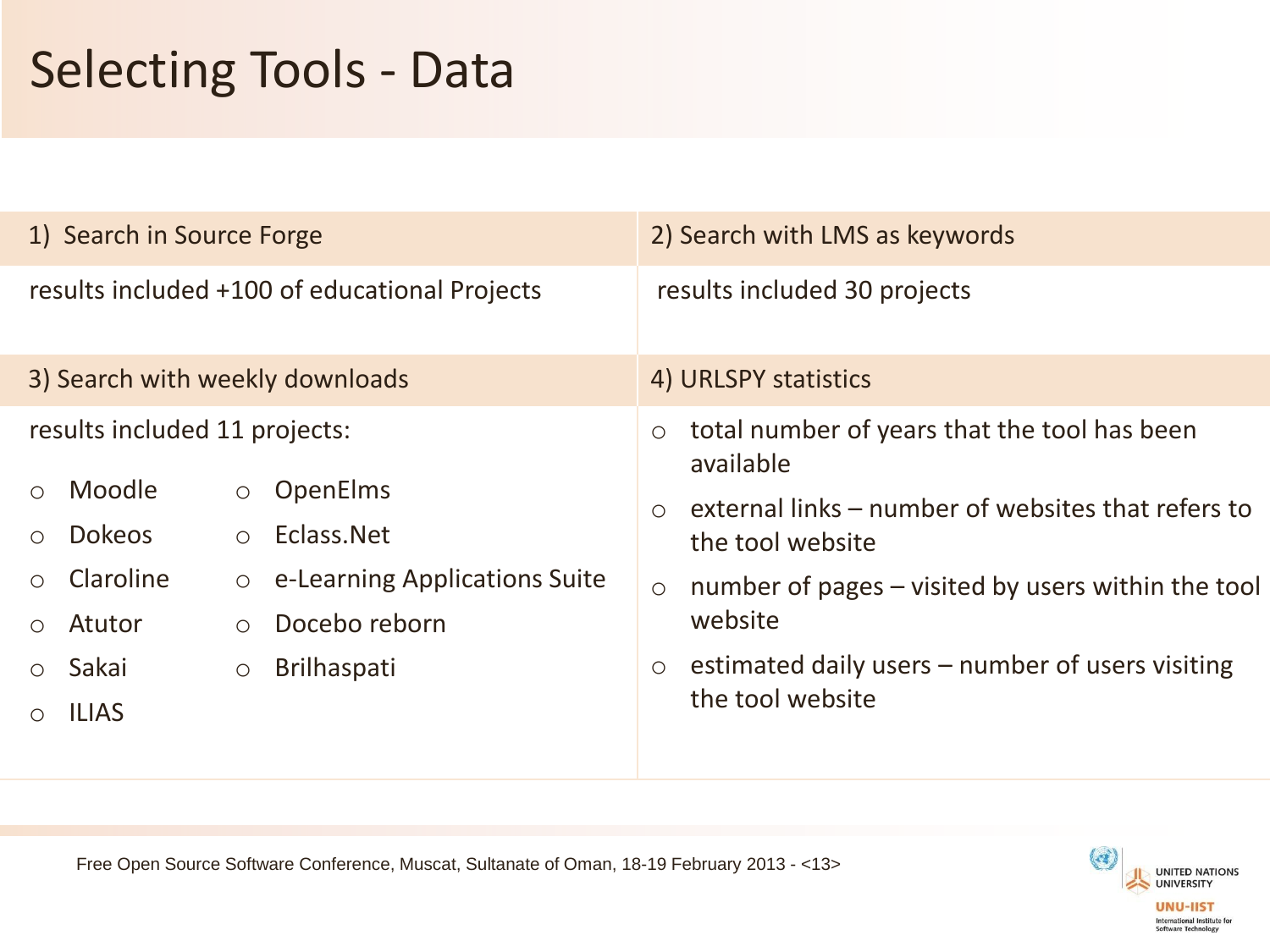# Selecting Tools - Data

## 1) Search in Source Forge

results included +100 of educational Projects

## 2) Search with LMS as keywords

results included 30 projects

## 3) Search with weekly downloads

results included 11 projects:

- Moodle
- Dokeos
- Claroline
- Atutor
- Sakai
- ILIAS
- OpenElms
- Eclass.Net
- e-Learning Applications Suite
- Docebo reborn
- Brilhaspati

## 4) URLSPY statistics

- total number of years that the tool has been available
- external links – number of websites that refers to the tool website
- number of pages – visited by users within the tool website
- estimated daily users – number of users visiting the tool website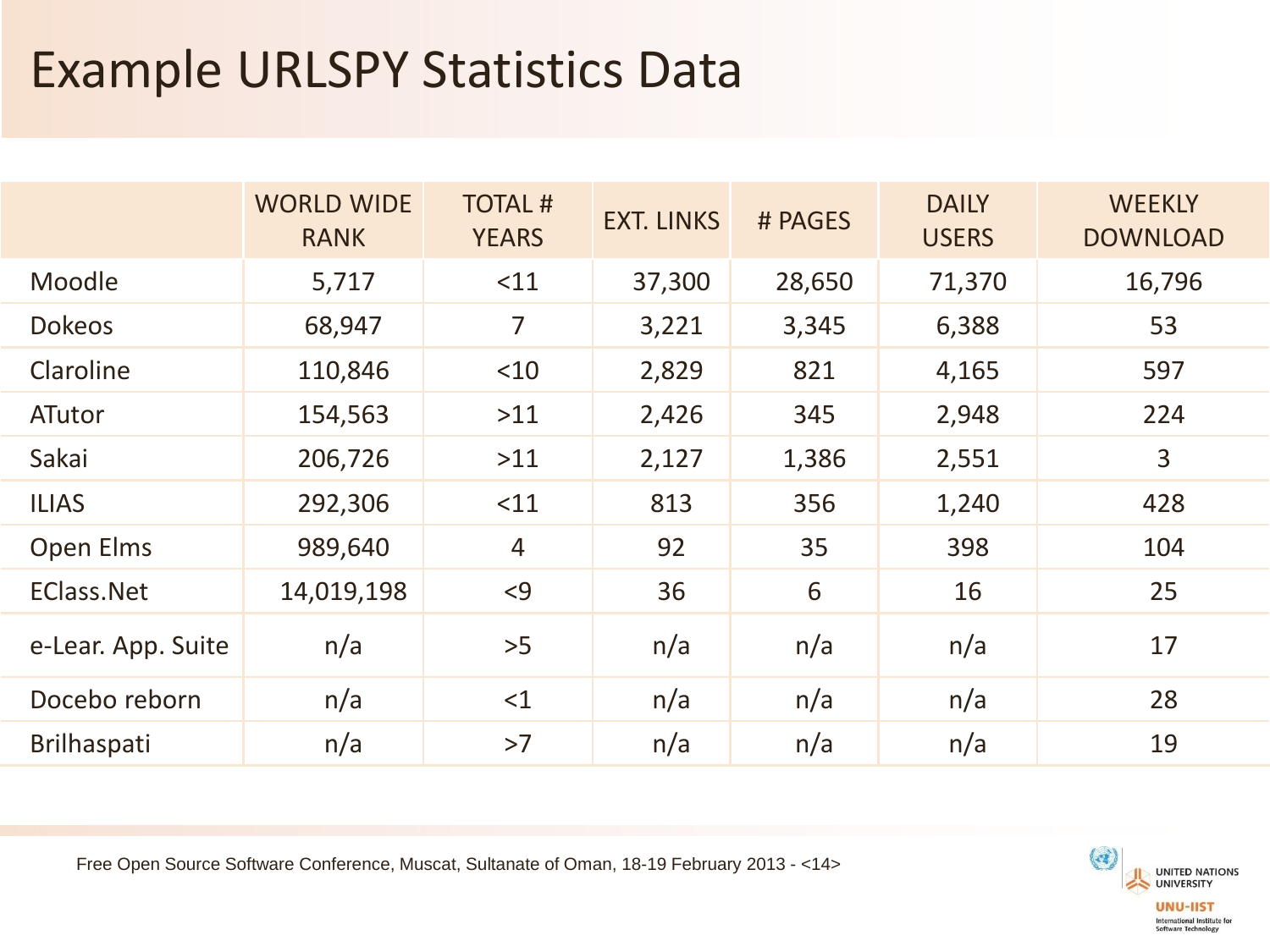# Example URLSPY Statistics Data

| | WORLD WIDE RANK | TOTAL # YEARS | EXT. LINKS | # PAGES | DAILY USERS | WEEKLY DOWNLOAD |
|---|---|---|---|---|---|---|
| Moodle | 5,717 | <11 | 37,300 | 28,650 | 71,370 | 16,796 |
| Dokeos | 68,947 | 7 | 3,221 | 3,345 | 6,388 | 53 |
| Claroline | 110,846 | <10 | 2,829 | 821 | 4,165 | 597 |
| ATutor | 154,563 | >11 | 2,426 | 345 | 2,948 | 224 |
| Sakai | 206,726 | >11 | 2,127 | 1,386 | 2,551 | 3 |
| ILIAS | 292,306 | <11 | 813 | 356 | 1,240 | 428 |
| Open Elms | 989,640 | 4 | 92 | 35 | 398 | 104 |
| EClass.Net | 14,019,198 | <9 | 36 | 6 | 16 | 25 |
| e-Lear. App. Suite | n/a | >5 | n/a | n/a | n/a | 17 |
| Docebo reborn | n/a | <1 | n/a | n/a | n/a | 28 |
| Brilhaspati | n/a | >7 | n/a | n/a | n/a | 19 |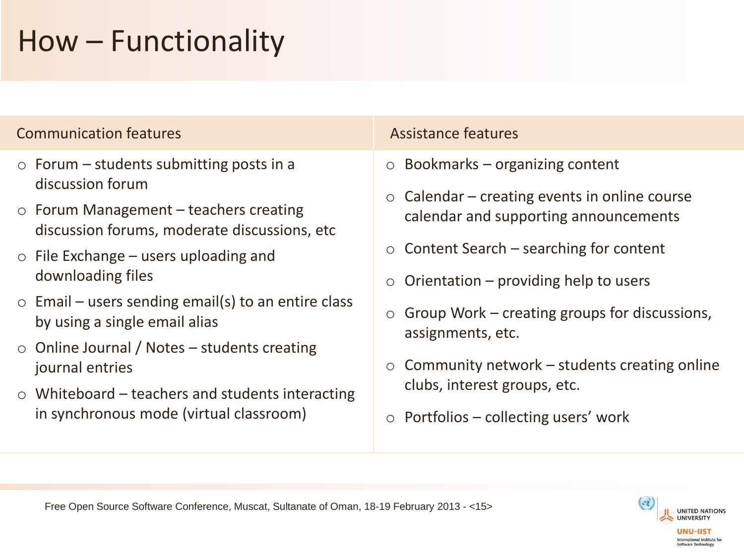# How – Functionality

| Communication features | Assistance features |
| --- | --- |
| ○ Forum – students submitting posts in a discussion forum<br>○ Forum Management – teachers creating discussion forums, moderate discussions, etc<br>○ File Exchange – users uploading and downloading files<br>○ Email – users sending email(s) to an entire class by using a single email alias<br>○ Online Journal / Notes – students creating journal entries<br>○ Whiteboard – teachers and students interacting in synchronous mode (virtual classroom) | ○ Bookmarks – organizing content<br>○ Calendar – creating events in online course calendar and supporting announcements<br>○ Content Search – searching for content<br>○ Orientation – providing help to users<br>○ Group Work – creating groups for discussions, assignments, etc.<br>○ Community network – students creating online clubs, interest groups, etc.<br>○ Portfolios – collecting users' work |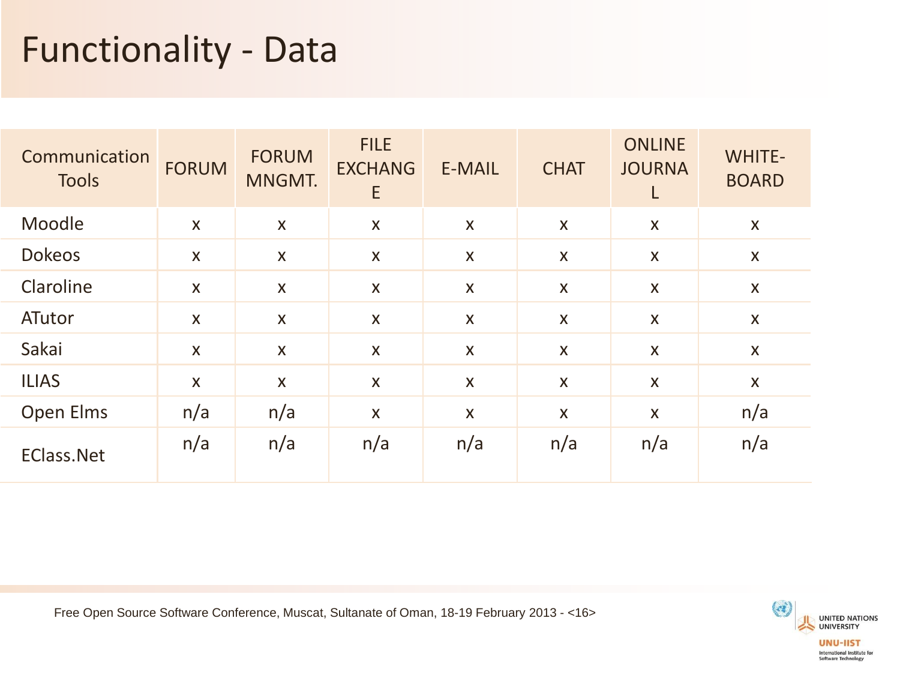# Functionality - Data

| Communication Tools | FORUM | FORUM MNGMT. | FILE EXCHANGE | E-MAIL | CHAT | ONLINE JOURNAL | WHITE-BOARD |
|---|---|---|---|---|---|---|---|
| Moodle | x | x | x | x | x | x | x |
| Dokeos | x | x | x | x | x | x | x |
| Claroline | x | x | x | x | x | x | x |
| ATutor | x | x | x | x | x | x | x |
| Sakai | x | x | x | x | x | x | x |
| ILIAS | x | x | x | x | x | x | x |
| Open Elms | n/a | n/a | x | x | x | x | n/a |
| EClass.Net | n/a | n/a | n/a | n/a | n/a | n/a | n/a |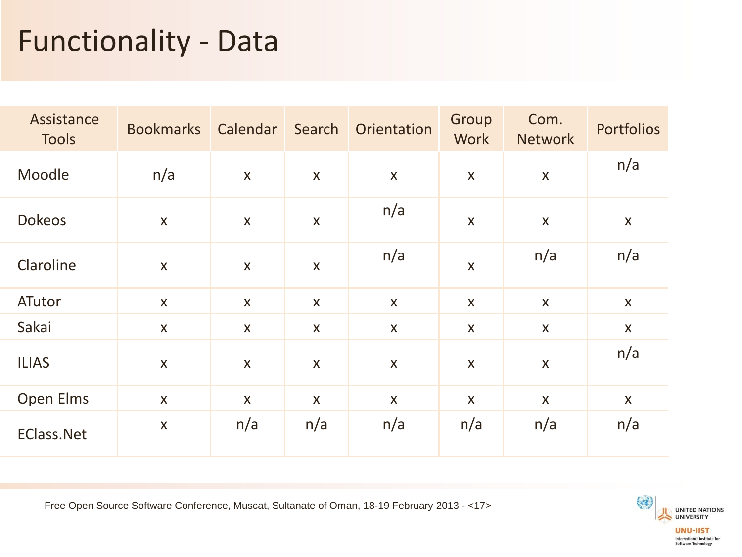# Functionality - Data

| Assistance Tools | Bookmarks | Calendar | Search | Orientation | Group Work | Com. Network | Portfolios |
|---|---|---|---|---|---|---|---|
| Moodle | n/a | x | x | x | x | x | n/a |
| Dokeos | x | x | x | n/a | x | x | x |
| Claroline | x | x | x | n/a | x | n/a | n/a |
| ATutor | x | x | x | x | x | x | x |
| Sakai | x | x | x | x | x | x | x |
| ILIAS | x | x | x | x | x | x | n/a |
| Open Elms | x | x | x | x | x | x | x |
| EClass.Net | x | n/a | n/a | n/a | n/a | n/a | n/a |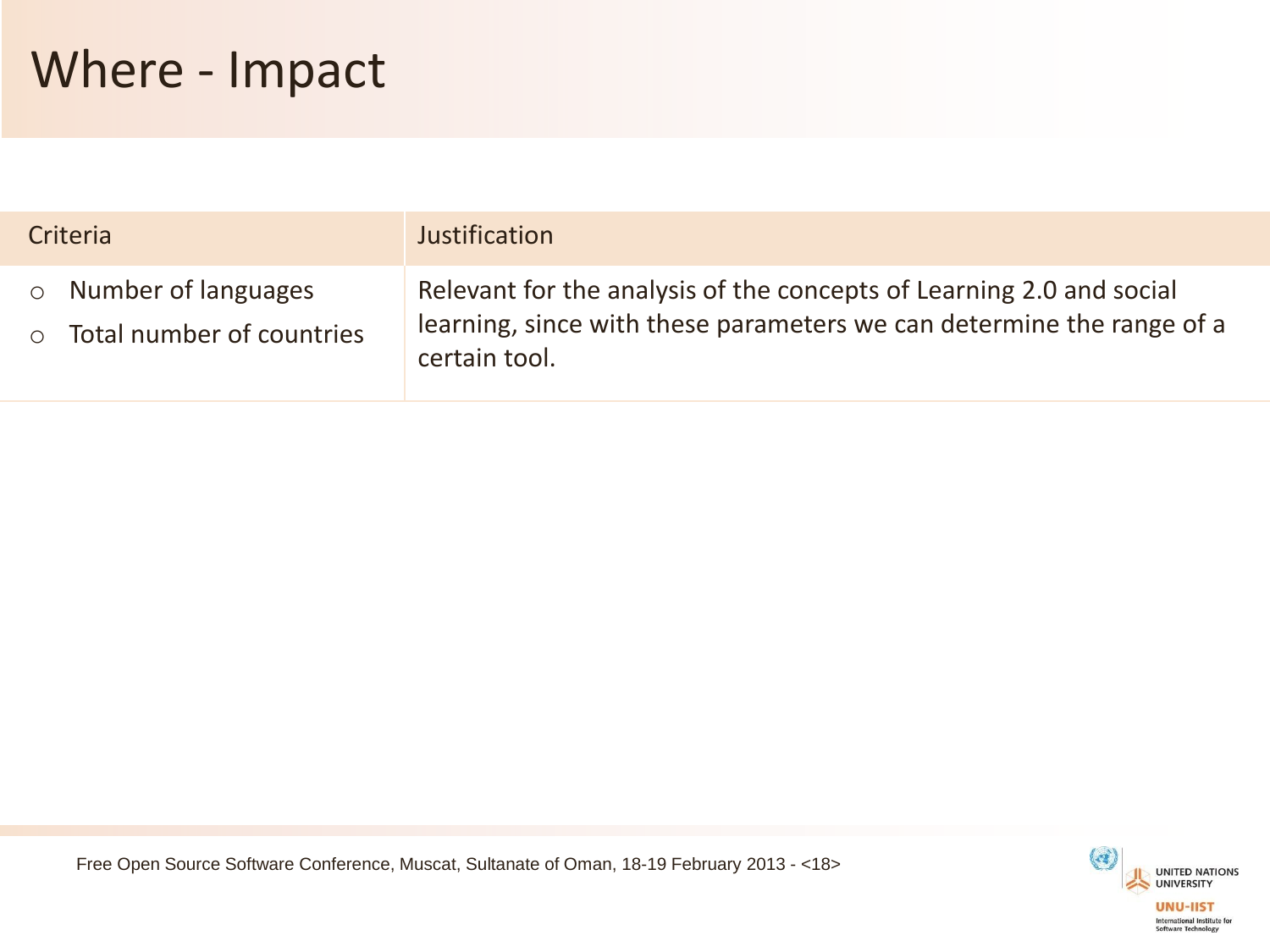# Where - Impact

| Criteria | Justification |
| --- | --- |
| ○ Number of languages<br>○ Total number of countries | Relevant for the analysis of the concepts of Learning 2.0 and social learning, since with these parameters we can determine the range of a certain tool. |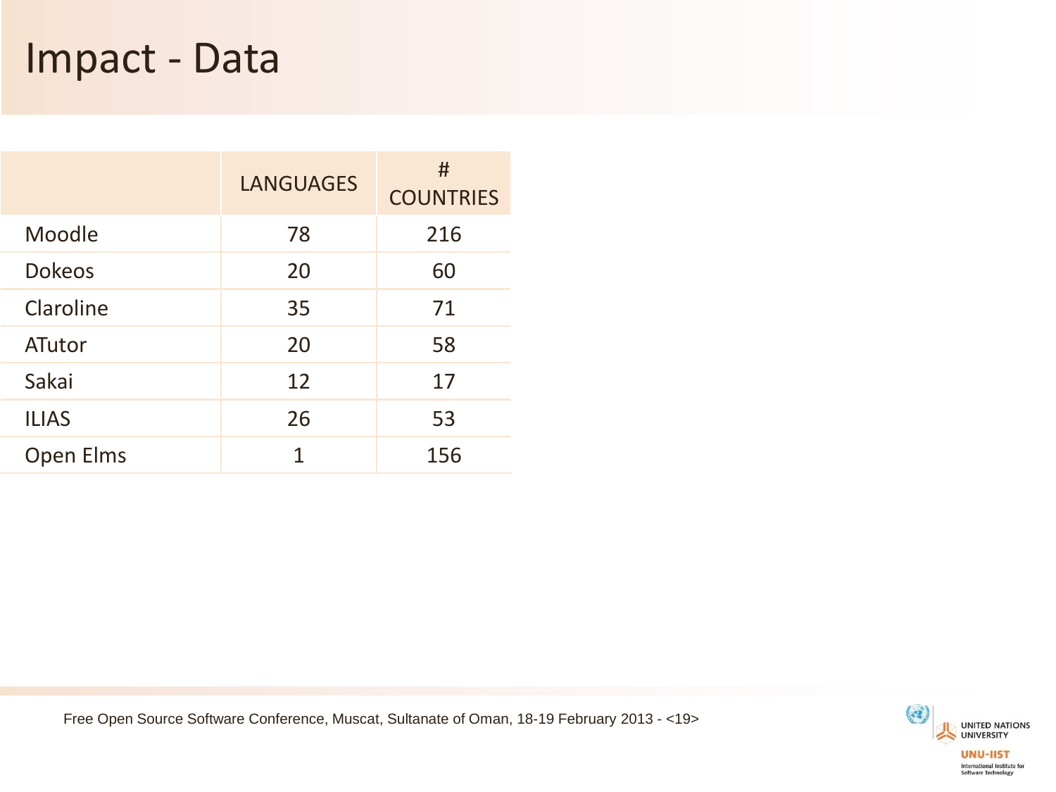# Impact - Data

| | LANGUAGES | # COUNTRIES |
|---|---|---|
| Moodle | 78 | 216 |
| Dokeos | 20 | 60 |
| Claroline | 35 | 71 |
| ATutor | 20 | 58 |
| Sakai | 12 | 17 |
| ILIAS | 26 | 53 |
| Open Elms | 1 | 156 |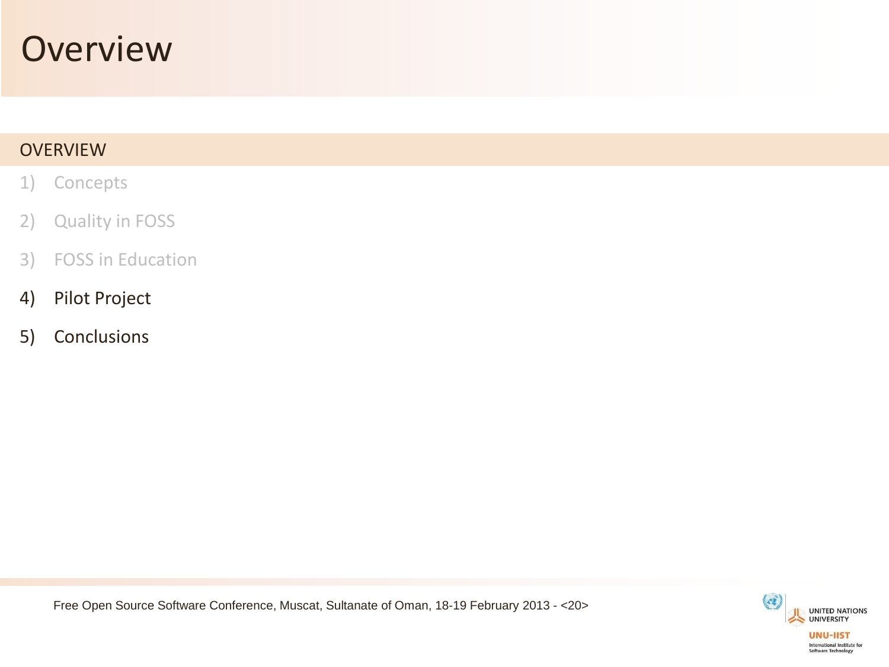# Overview

## OVERVIEW

1) Concepts
2) Quality in FOSS
3) FOSS in Education
4) Pilot Project
5) Conclusions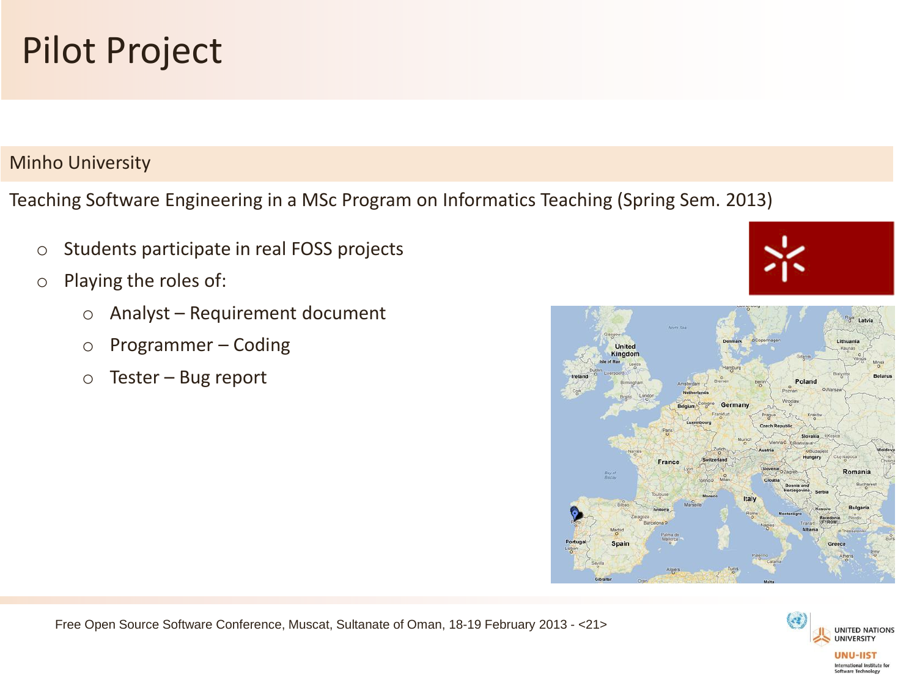# Pilot Project

## Minho University

Teaching Software Engineering in a MSc Program on Informatics Teaching (Spring Sem. 2013)

- Students participate in real FOSS projects
- Playing the roles of:
  - Analyst – Requirement document
  - Programmer – Coding
  - Tester – Bug report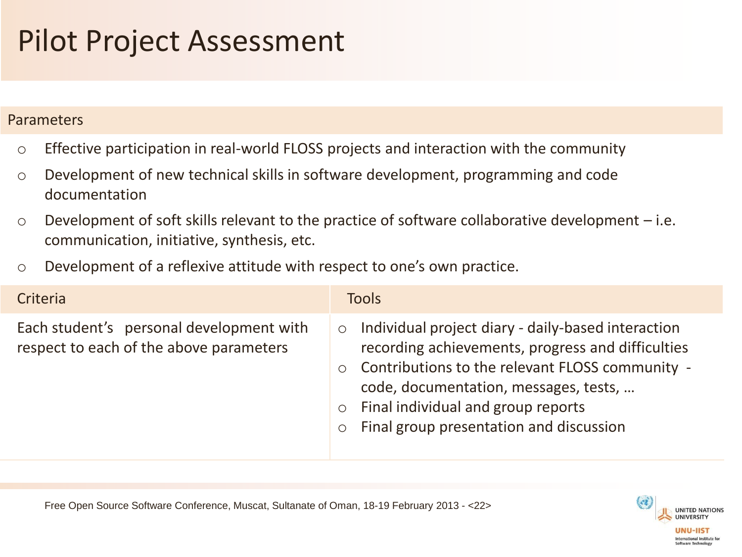# Pilot Project Assessment

## Parameters

- Effective participation in real-world FLOSS projects and interaction with the community
- Development of new technical skills in software development, programming and code documentation
- Development of soft skills relevant to the practice of software collaborative development – i.e. communication, initiative, synthesis, etc.
- Development of a reflexive attitude with respect to one's own practice.

| Criteria | Tools |
| --- | --- |
| Each student's personal development with respect to each of the above parameters | ○ Individual project diary - daily-based interaction recording achievements, progress and difficulties<br>○ Contributions to the relevant FLOSS community - code, documentation, messages, tests, …<br>○ Final individual and group reports<br>○ Final group presentation and discussion |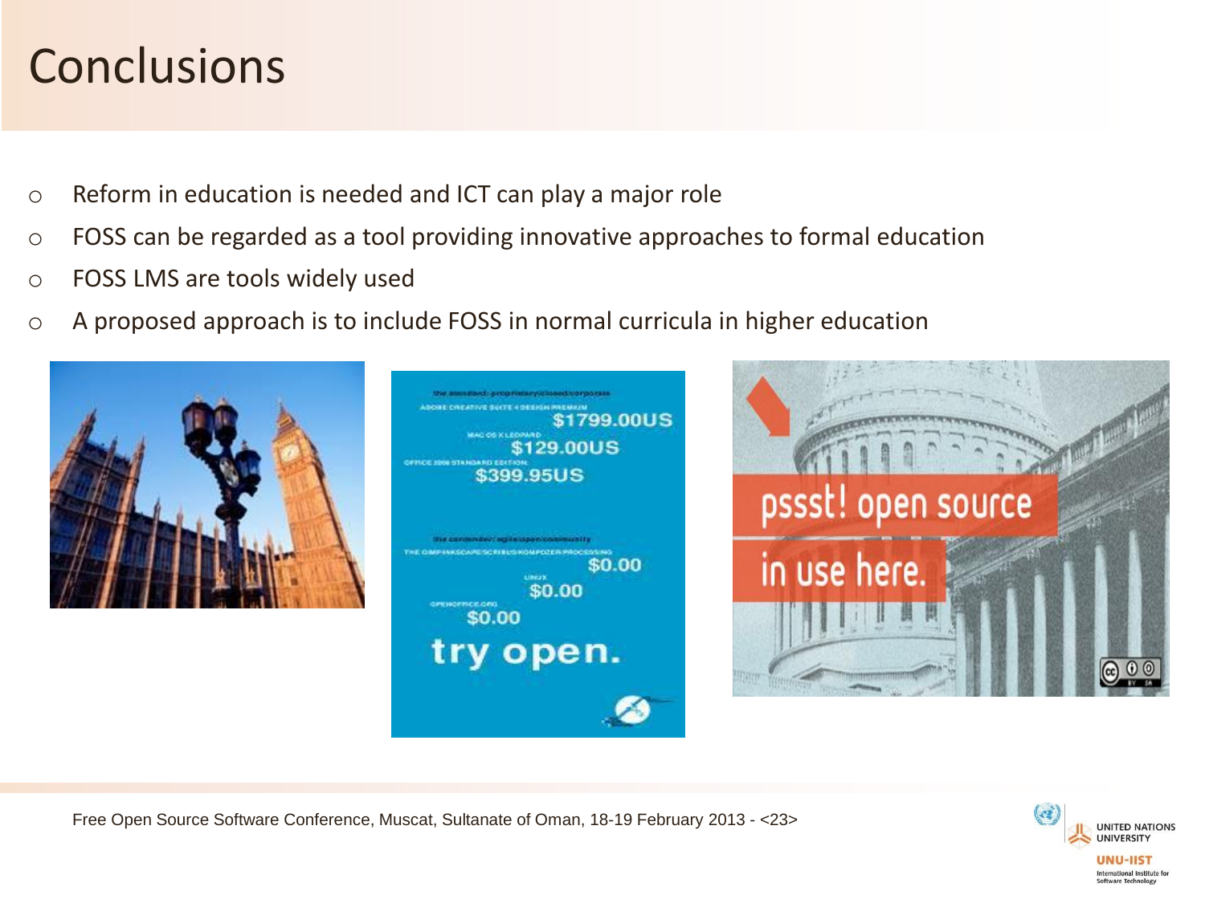# Conclusions

- Reform in education is needed and ICT can play a major role
- FOSS can be regarded as a tool providing innovative approaches to formal education
- FOSS LMS are tools widely used
- A proposed approach is to include FOSS in normal curricula in higher education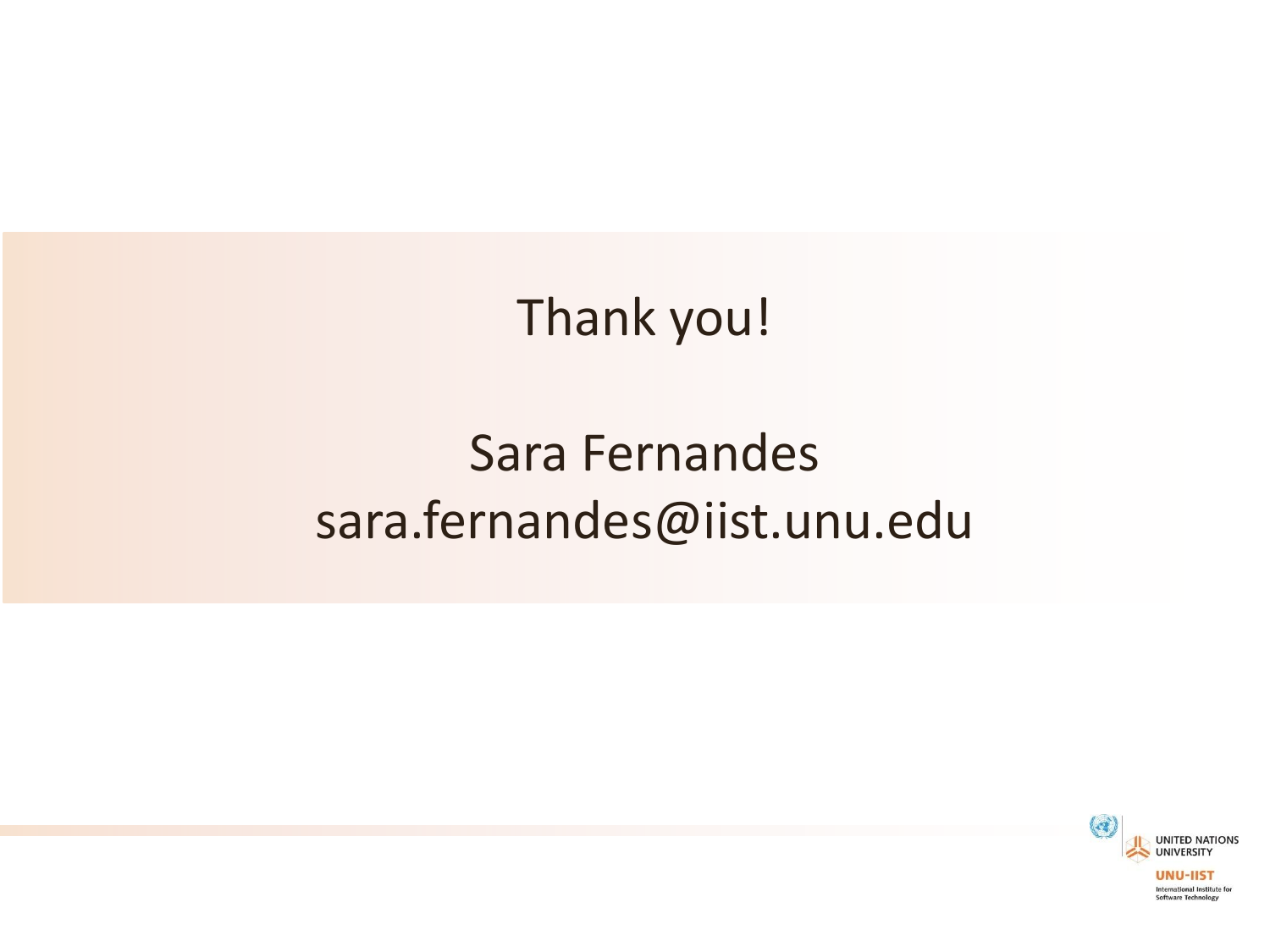Thank you!

Sara Fernandes
sara.fernandes@iist.unu.edu